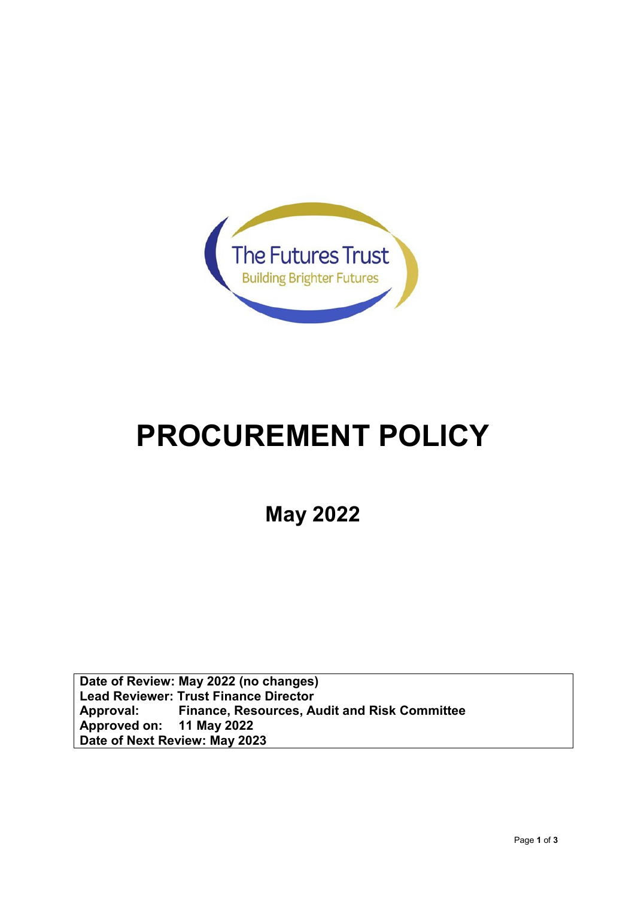The Futures Trust

Building Brighter Futures

# PROCUREMENT POLICY

## May 2022

| **Date of Review: May 2022 (no changes)** |
|---|
| **Lead Reviewer: Trust Finance Director** |
| **Approval: Finance, Resources, Audit and Risk Committee** |
| **Approved on: 11 May 2022** |
| **Date of Next Review: May 2023** |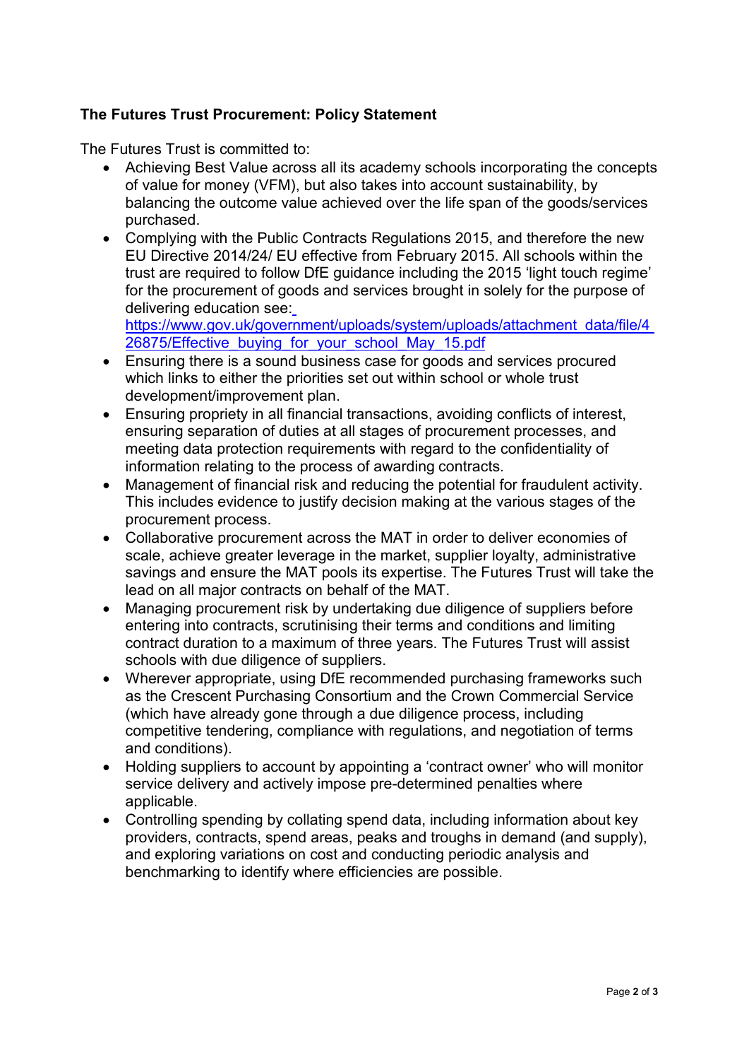**The Futures Trust Procurement: Policy Statement**

The Futures Trust is committed to:

- Achieving Best Value across all its academy schools incorporating the concepts of value for money (VFM), but also takes into account sustainability, by balancing the outcome value achieved over the life span of the goods/services purchased.
- Complying with the Public Contracts Regulations 2015, and therefore the new EU Directive 2014/24/ EU effective from February 2015. All schools within the trust are required to follow DfE guidance including the 2015 'light touch regime' for the procurement of goods and services brought in solely for the purpose of delivering education see: https://www.gov.uk/government/uploads/system/uploads/attachment_data/file/426875/Effective_buying_for_your_school_May_15.pdf
- Ensuring there is a sound business case for goods and services procured which links to either the priorities set out within school or whole trust development/improvement plan.
- Ensuring propriety in all financial transactions, avoiding conflicts of interest, ensuring separation of duties at all stages of procurement processes, and meeting data protection requirements with regard to the confidentiality of information relating to the process of awarding contracts.
- Management of financial risk and reducing the potential for fraudulent activity. This includes evidence to justify decision making at the various stages of the procurement process.
- Collaborative procurement across the MAT in order to deliver economies of scale, achieve greater leverage in the market, supplier loyalty, administrative savings and ensure the MAT pools its expertise. The Futures Trust will take the lead on all major contracts on behalf of the MAT.
- Managing procurement risk by undertaking due diligence of suppliers before entering into contracts, scrutinising their terms and conditions and limiting contract duration to a maximum of three years. The Futures Trust will assist schools with due diligence of suppliers.
- Wherever appropriate, using DfE recommended purchasing frameworks such as the Crescent Purchasing Consortium and the Crown Commercial Service (which have already gone through a due diligence process, including competitive tendering, compliance with regulations, and negotiation of terms and conditions).
- Holding suppliers to account by appointing a 'contract owner' who will monitor service delivery and actively impose pre-determined penalties where applicable.
- Controlling spending by collating spend data, including information about key providers, contracts, spend areas, peaks and troughs in demand (and supply), and exploring variations on cost and conducting periodic analysis and benchmarking to identify where efficiencies are possible.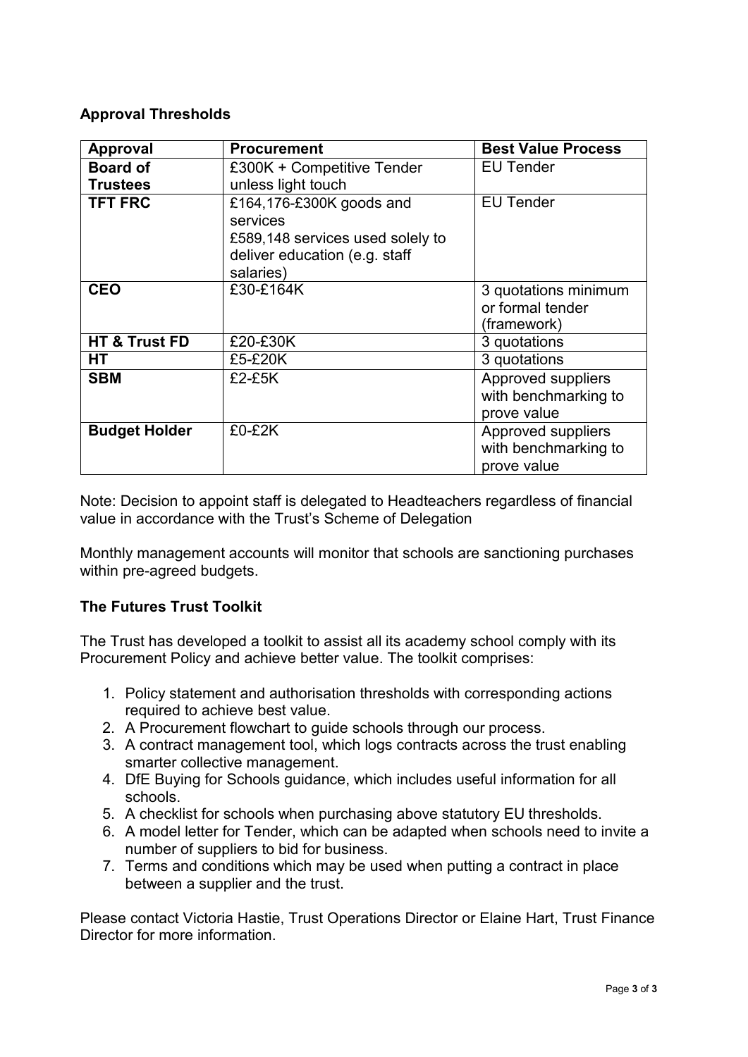### Approval Thresholds

| Approval | Procurement | Best Value Process |
|---|---|---|
| **Board of Trustees** | £300K + Competitive Tender unless light touch | EU Tender |
| **TFT FRC** | £164,176-£300K goods and services<br>£589,148 services used solely to deliver education (e.g. staff salaries) | EU Tender |
| **CEO** | £30-£164K | 3 quotations minimum or formal tender (framework) |
| **HT & Trust FD** | £20-£30K | 3 quotations |
| **HT** | £5-£20K | 3 quotations |
| **SBM** | £2-£5K | Approved suppliers with benchmarking to prove value |
| **Budget Holder** | £0-£2K | Approved suppliers with benchmarking to prove value |

Note: Decision to appoint staff is delegated to Headteachers regardless of financial value in accordance with the Trust's Scheme of Delegation

Monthly management accounts will monitor that schools are sanctioning purchases within pre-agreed budgets.

### The Futures Trust Toolkit

The Trust has developed a toolkit to assist all its academy school comply with its Procurement Policy and achieve better value. The toolkit comprises:

1. Policy statement and authorisation thresholds with corresponding actions required to achieve best value.
2. A Procurement flowchart to guide schools through our process.
3. A contract management tool, which logs contracts across the trust enabling smarter collective management.
4. DfE Buying for Schools guidance, which includes useful information for all schools.
5. A checklist for schools when purchasing above statutory EU thresholds.
6. A model letter for Tender, which can be adapted when schools need to invite a number of suppliers to bid for business.
7. Terms and conditions which may be used when putting a contract in place between a supplier and the trust.

Please contact Victoria Hastie, Trust Operations Director or Elaine Hart, Trust Finance Director for more information.